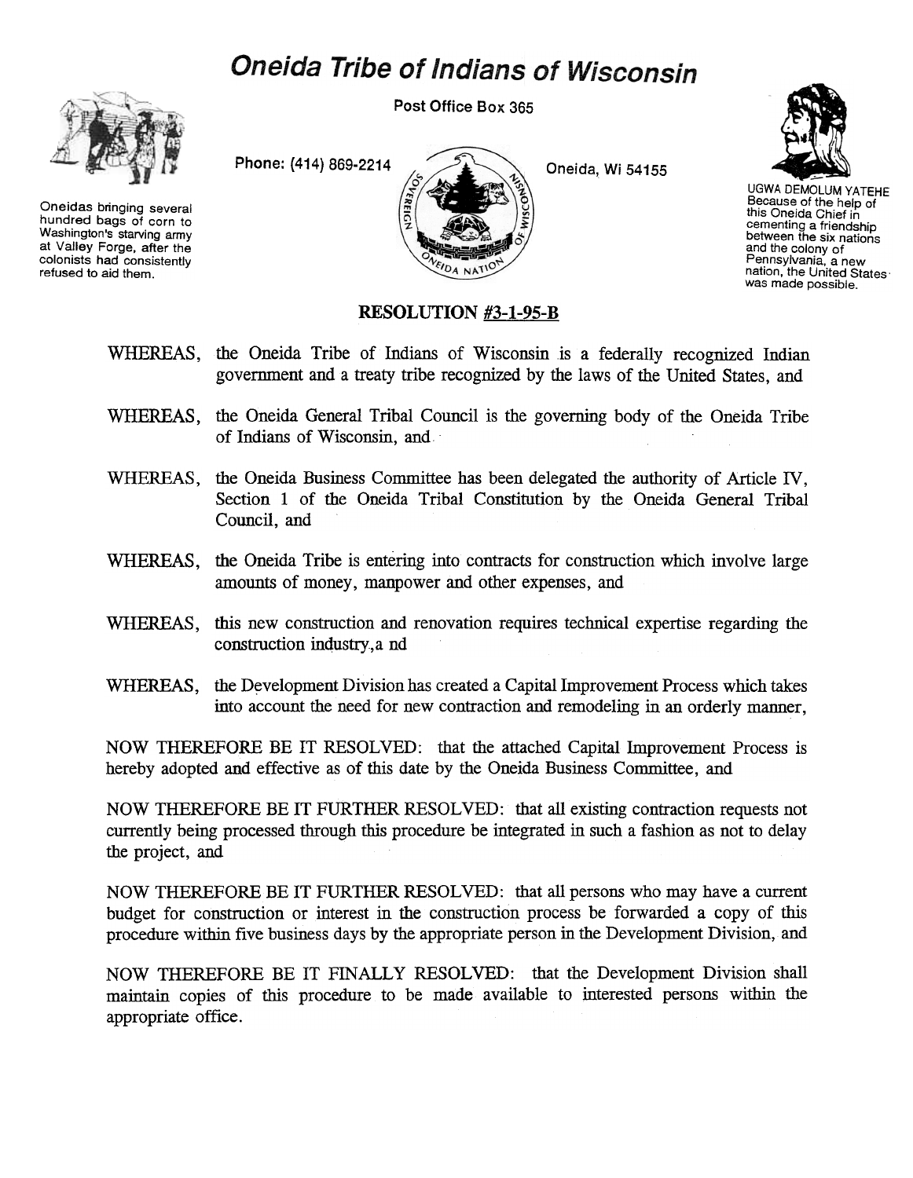# Oneida Tribe of Indians of Wisconsin

Post Office Box 365

Phone: (414) 869-2214

Oneida, Wi 54155

Oneidas bringing several hundred bags of corn to Washington's starving army at Valley Forge, after the colonists had consistently refused to aid them.

UGWA DEMOLUM YATEHE
Because of the help of this Oneida Chief in cementing a friendship between the six nations and the colony of Pennsylvania, a new nation, the United States was made possible.

## RESOLUTION #3-1-95-B

WHEREAS, the Oneida Tribe of Indians of Wisconsin is a federally recognized Indian government and a treaty tribe recognized by the laws of the United States, and

WHEREAS, the Oneida General Tribal Council is the governing body of the Oneida Tribe of Indians of Wisconsin, and

WHEREAS, the Oneida Business Committee has been delegated the authority of Article IV, Section 1 of the Oneida Tribal Constitution by the Oneida General Tribal Council, and

WHEREAS, the Oneida Tribe is entering into contracts for construction which involve large amounts of money, manpower and other expenses, and

WHEREAS, this new construction and renovation requires technical expertise regarding the construction industry,a nd

WHEREAS, the Development Division has created a Capital Improvement Process which takes into account the need for new contraction and remodeling in an orderly manner,

NOW THEREFORE BE IT RESOLVED: that the attached Capital Improvement Process is hereby adopted and effective as of this date by the Oneida Business Committee, and

NOW THEREFORE BE IT FURTHER RESOLVED: that all existing contraction requests not currently being processed through this procedure be integrated in such a fashion as not to delay the project, and

NOW THEREFORE BE IT FURTHER RESOLVED: that all persons who may have a current budget for construction or interest in the construction process be forwarded a copy of this procedure within five business days by the appropriate person in the Development Division, and

NOW THEREFORE BE IT FINALLY RESOLVED: that the Development Division shall maintain copies of this procedure to be made available to interested persons within the appropriate office.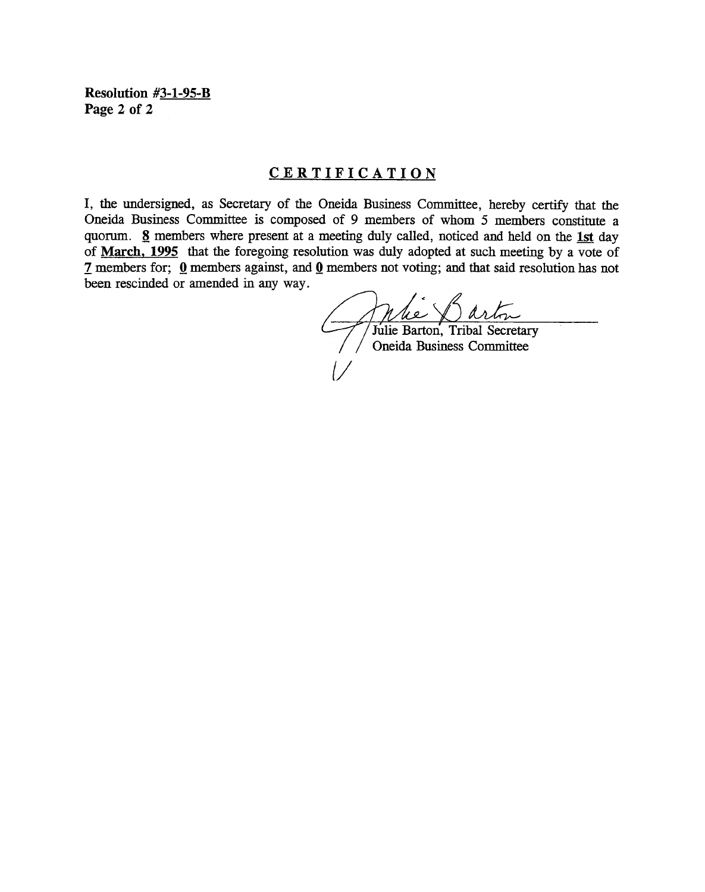**Resolution #3-1-95-B**
**Page 2 of 2**

## CERTIFICATION

I, the undersigned, as Secretary of the Oneida Business Committee, hereby certify that the Oneida Business Committee is composed of 9 members of whom 5 members constitute a quorum. **8** members where present at a meeting duly called, noticed and held on the **1st** day of **March, 1995** that the foregoing resolution was duly adopted at such meeting by a vote of **7** members for; **0** members against, and **0** members not voting; and that said resolution has not been rescinded or amended in any way.

Julie Barton, Tribal Secretary
Oneida Business Committee